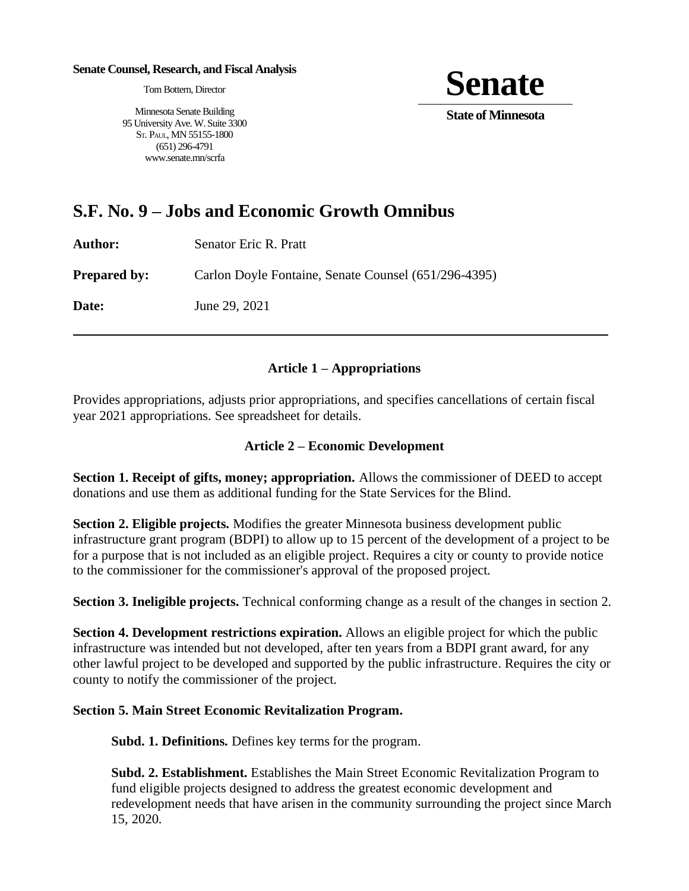**Senate Counsel, Research, and Fiscal Analysis**

Tom Bottern, Director

Minnesota Senate Building
95 University Ave. W. Suite 3300
St. Paul, MN 55155-1800
(651) 296-4791
www.senate.mn/scrfa

**Senate**

**State of Minnesota**

# S.F. No. 9 – Jobs and Economic Growth Omnibus

**Author:** Senator Eric R. Pratt

**Prepared by:** Carlon Doyle Fontaine, Senate Counsel (651/296-4395)

**Date:** June 29, 2021

---

## Article 1 – Appropriations

Provides appropriations, adjusts prior appropriations, and specifies cancellations of certain fiscal year 2021 appropriations. See spreadsheet for details.

## Article 2 – Economic Development

**Section 1. Receipt of gifts, money; appropriation.** Allows the commissioner of DEED to accept donations and use them as additional funding for the State Services for the Blind.

**Section 2. Eligible projects.** Modifies the greater Minnesota business development public infrastructure grant program (BDPI) to allow up to 15 percent of the development of a project to be for a purpose that is not included as an eligible project. Requires a city or county to provide notice to the commissioner for the commissioner's approval of the proposed project.

**Section 3. Ineligible projects.** Technical conforming change as a result of the changes in section 2.

**Section 4. Development restrictions expiration.** Allows an eligible project for which the public infrastructure was intended but not developed, after ten years from a BDPI grant award, for any other lawful project to be developed and supported by the public infrastructure. Requires the city or county to notify the commissioner of the project.

**Section 5. Main Street Economic Revitalization Program.**

**Subd. 1. Definitions.** Defines key terms for the program.

**Subd. 2. Establishment.** Establishes the Main Street Economic Revitalization Program to fund eligible projects designed to address the greatest economic development and redevelopment needs that have arisen in the community surrounding the project since March 15, 2020.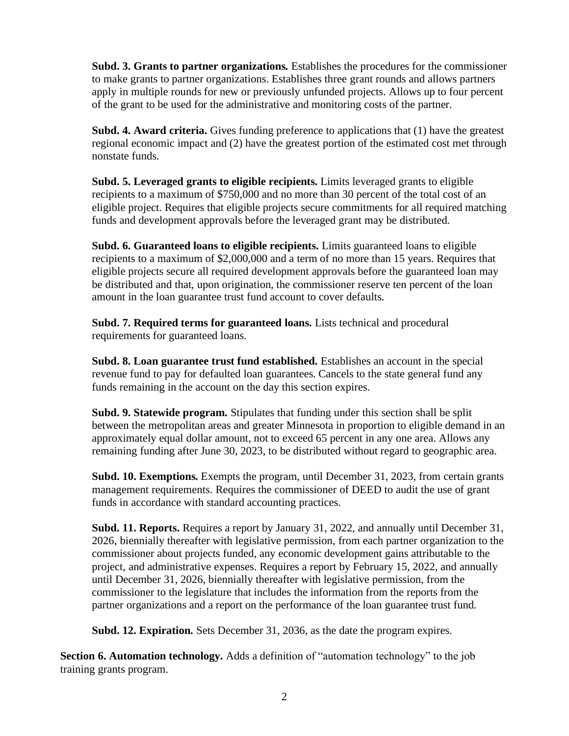**Subd. 3. Grants to partner organizations.** Establishes the procedures for the commissioner to make grants to partner organizations. Establishes three grant rounds and allows partners apply in multiple rounds for new or previously unfunded projects. Allows up to four percent of the grant to be used for the administrative and monitoring costs of the partner.

**Subd. 4. Award criteria.** Gives funding preference to applications that (1) have the greatest regional economic impact and (2) have the greatest portion of the estimated cost met through nonstate funds.

**Subd. 5. Leveraged grants to eligible recipients.** Limits leveraged grants to eligible recipients to a maximum of $750,000 and no more than 30 percent of the total cost of an eligible project. Requires that eligible projects secure commitments for all required matching funds and development approvals before the leveraged grant may be distributed.

**Subd. 6. Guaranteed loans to eligible recipients.** Limits guaranteed loans to eligible recipients to a maximum of $2,000,000 and a term of no more than 15 years. Requires that eligible projects secure all required development approvals before the guaranteed loan may be distributed and that, upon origination, the commissioner reserve ten percent of the loan amount in the loan guarantee trust fund account to cover defaults.

**Subd. 7. Required terms for guaranteed loans.** Lists technical and procedural requirements for guaranteed loans.

**Subd. 8. Loan guarantee trust fund established.** Establishes an account in the special revenue fund to pay for defaulted loan guarantees. Cancels to the state general fund any funds remaining in the account on the day this section expires.

**Subd. 9. Statewide program.** Stipulates that funding under this section shall be split between the metropolitan areas and greater Minnesota in proportion to eligible demand in an approximately equal dollar amount, not to exceed 65 percent in any one area. Allows any remaining funding after June 30, 2023, to be distributed without regard to geographic area.

**Subd. 10. Exemptions.** Exempts the program, until December 31, 2023, from certain grants management requirements. Requires the commissioner of DEED to audit the use of grant funds in accordance with standard accounting practices.

**Subd. 11. Reports.** Requires a report by January 31, 2022, and annually until December 31, 2026, biennially thereafter with legislative permission, from each partner organization to the commissioner about projects funded, any economic development gains attributable to the project, and administrative expenses. Requires a report by February 15, 2022, and annually until December 31, 2026, biennially thereafter with legislative permission, from the commissioner to the legislature that includes the information from the reports from the partner organizations and a report on the performance of the loan guarantee trust fund.

**Subd. 12. Expiration.** Sets December 31, 2036, as the date the program expires.

**Section 6. Automation technology.** Adds a definition of "automation technology" to the job training grants program.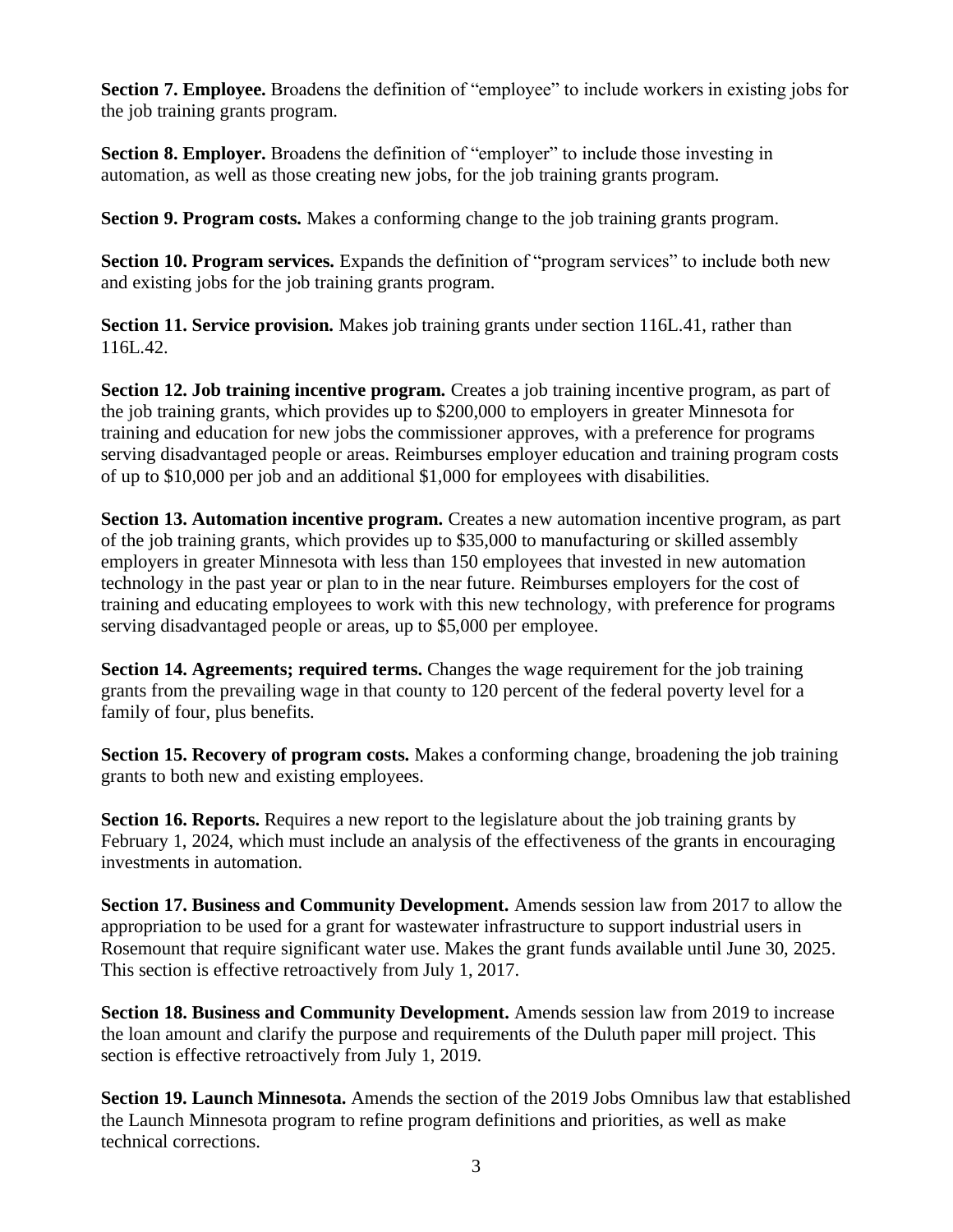**Section 7. Employee.** Broadens the definition of "employee" to include workers in existing jobs for the job training grants program.

**Section 8. Employer.** Broadens the definition of "employer" to include those investing in automation, as well as those creating new jobs, for the job training grants program.

**Section 9. Program costs.** Makes a conforming change to the job training grants program.

**Section 10. Program services.** Expands the definition of "program services" to include both new and existing jobs for the job training grants program.

**Section 11. Service provision.** Makes job training grants under section 116L.41, rather than 116L.42.

**Section 12. Job training incentive program.** Creates a job training incentive program, as part of the job training grants, which provides up to $200,000 to employers in greater Minnesota for training and education for new jobs the commissioner approves, with a preference for programs serving disadvantaged people or areas. Reimburses employer education and training program costs of up to $10,000 per job and an additional $1,000 for employees with disabilities.

**Section 13. Automation incentive program.** Creates a new automation incentive program, as part of the job training grants, which provides up to $35,000 to manufacturing or skilled assembly employers in greater Minnesota with less than 150 employees that invested in new automation technology in the past year or plan to in the near future. Reimburses employers for the cost of training and educating employees to work with this new technology, with preference for programs serving disadvantaged people or areas, up to $5,000 per employee.

**Section 14. Agreements; required terms.** Changes the wage requirement for the job training grants from the prevailing wage in that county to 120 percent of the federal poverty level for a family of four, plus benefits.

**Section 15. Recovery of program costs.** Makes a conforming change, broadening the job training grants to both new and existing employees.

**Section 16. Reports.** Requires a new report to the legislature about the job training grants by February 1, 2024, which must include an analysis of the effectiveness of the grants in encouraging investments in automation.

**Section 17. Business and Community Development.** Amends session law from 2017 to allow the appropriation to be used for a grant for wastewater infrastructure to support industrial users in Rosemount that require significant water use. Makes the grant funds available until June 30, 2025. This section is effective retroactively from July 1, 2017.

**Section 18. Business and Community Development.** Amends session law from 2019 to increase the loan amount and clarify the purpose and requirements of the Duluth paper mill project. This section is effective retroactively from July 1, 2019.

**Section 19. Launch Minnesota.** Amends the section of the 2019 Jobs Omnibus law that established the Launch Minnesota program to refine program definitions and priorities, as well as make technical corrections.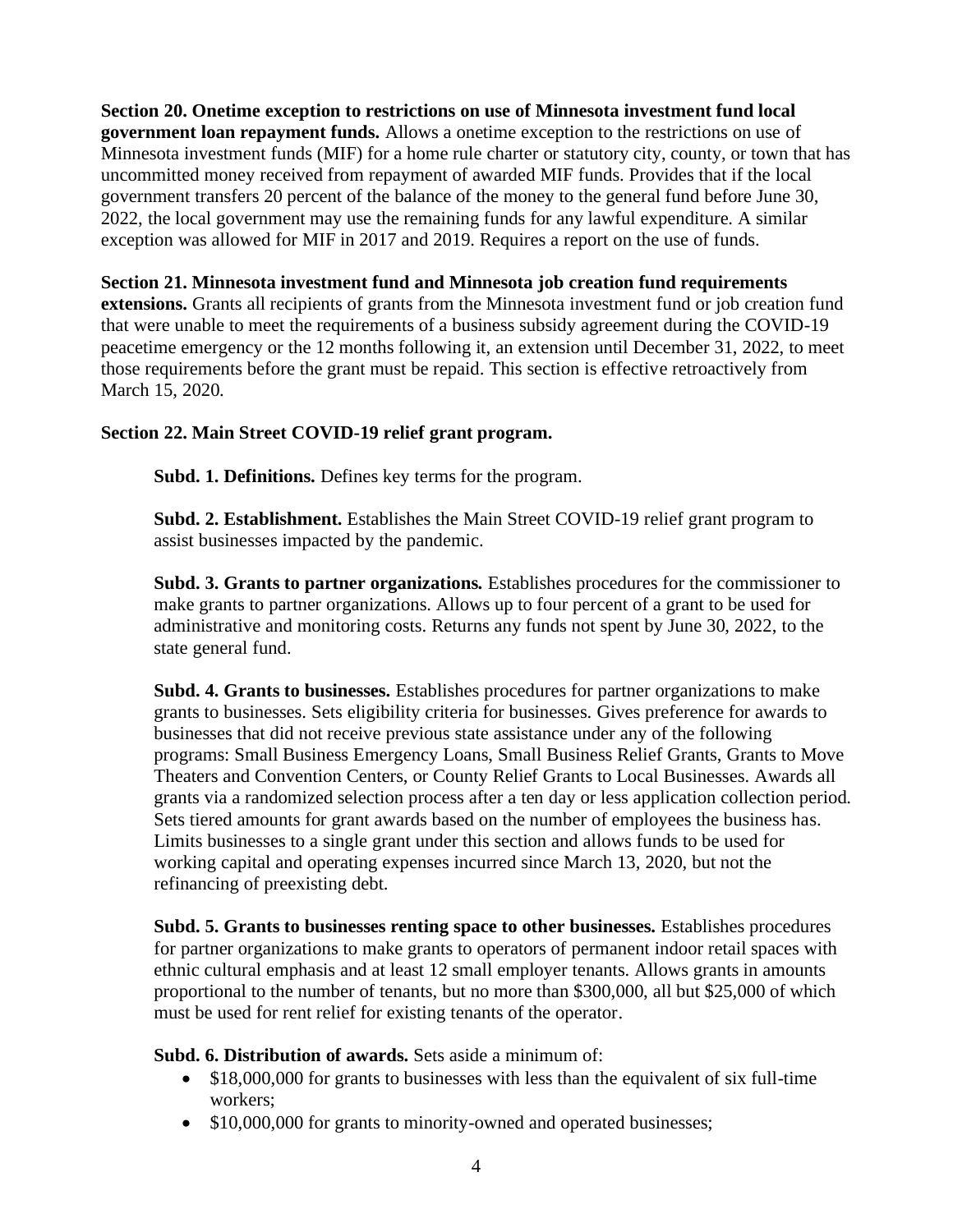**Section 20. Onetime exception to restrictions on use of Minnesota investment fund local government loan repayment funds.** Allows a onetime exception to the restrictions on use of Minnesota investment funds (MIF) for a home rule charter or statutory city, county, or town that has uncommitted money received from repayment of awarded MIF funds. Provides that if the local government transfers 20 percent of the balance of the money to the general fund before June 30, 2022, the local government may use the remaining funds for any lawful expenditure. A similar exception was allowed for MIF in 2017 and 2019. Requires a report on the use of funds.

**Section 21. Minnesota investment fund and Minnesota job creation fund requirements extensions.** Grants all recipients of grants from the Minnesota investment fund or job creation fund that were unable to meet the requirements of a business subsidy agreement during the COVID-19 peacetime emergency or the 12 months following it, an extension until December 31, 2022, to meet those requirements before the grant must be repaid. This section is effective retroactively from March 15, 2020.

**Section 22. Main Street COVID-19 relief grant program.**

**Subd. 1. Definitions.** Defines key terms for the program.

**Subd. 2. Establishment.** Establishes the Main Street COVID-19 relief grant program to assist businesses impacted by the pandemic.

**Subd. 3. Grants to partner organizations.** Establishes procedures for the commissioner to make grants to partner organizations. Allows up to four percent of a grant to be used for administrative and monitoring costs. Returns any funds not spent by June 30, 2022, to the state general fund.

**Subd. 4. Grants to businesses.** Establishes procedures for partner organizations to make grants to businesses. Sets eligibility criteria for businesses. Gives preference for awards to businesses that did not receive previous state assistance under any of the following programs: Small Business Emergency Loans, Small Business Relief Grants, Grants to Move Theaters and Convention Centers, or County Relief Grants to Local Businesses. Awards all grants via a randomized selection process after a ten day or less application collection period. Sets tiered amounts for grant awards based on the number of employees the business has. Limits businesses to a single grant under this section and allows funds to be used for working capital and operating expenses incurred since March 13, 2020, but not the refinancing of preexisting debt.

**Subd. 5. Grants to businesses renting space to other businesses.** Establishes procedures for partner organizations to make grants to operators of permanent indoor retail spaces with ethnic cultural emphasis and at least 12 small employer tenants. Allows grants in amounts proportional to the number of tenants, but no more than $300,000, all but $25,000 of which must be used for rent relief for existing tenants of the operator.

**Subd. 6. Distribution of awards.** Sets aside a minimum of:

- $18,000,000 for grants to businesses with less than the equivalent of six full-time workers;
- $10,000,000 for grants to minority-owned and operated businesses;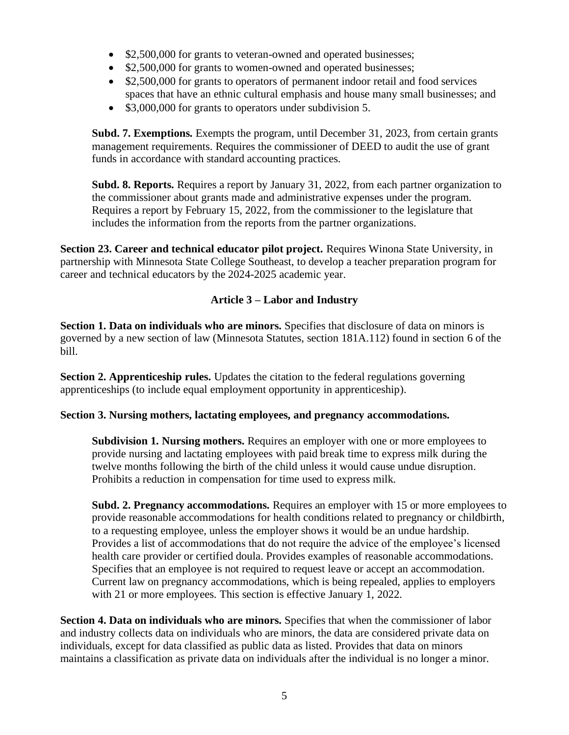- $2,500,000 for grants to veteran-owned and operated businesses;
- $2,500,000 for grants to women-owned and operated businesses;
- $2,500,000 for grants to operators of permanent indoor retail and food services spaces that have an ethnic cultural emphasis and house many small businesses; and
- $3,000,000 for grants to operators under subdivision 5.

**Subd. 7. Exemptions.** Exempts the program, until December 31, 2023, from certain grants management requirements. Requires the commissioner of DEED to audit the use of grant funds in accordance with standard accounting practices.

**Subd. 8. Reports.** Requires a report by January 31, 2022, from each partner organization to the commissioner about grants made and administrative expenses under the program. Requires a report by February 15, 2022, from the commissioner to the legislature that includes the information from the reports from the partner organizations.

**Section 23. Career and technical educator pilot project.** Requires Winona State University, in partnership with Minnesota State College Southeast, to develop a teacher preparation program for career and technical educators by the 2024-2025 academic year.

## Article 3 – Labor and Industry

**Section 1. Data on individuals who are minors.** Specifies that disclosure of data on minors is governed by a new section of law (Minnesota Statutes, section 181A.112) found in section 6 of the bill.

**Section 2. Apprenticeship rules.** Updates the citation to the federal regulations governing apprenticeships (to include equal employment opportunity in apprenticeship).

**Section 3. Nursing mothers, lactating employees, and pregnancy accommodations.**

**Subdivision 1. Nursing mothers.** Requires an employer with one or more employees to provide nursing and lactating employees with paid break time to express milk during the twelve months following the birth of the child unless it would cause undue disruption. Prohibits a reduction in compensation for time used to express milk.

**Subd. 2. Pregnancy accommodations.** Requires an employer with 15 or more employees to provide reasonable accommodations for health conditions related to pregnancy or childbirth, to a requesting employee, unless the employer shows it would be an undue hardship. Provides a list of accommodations that do not require the advice of the employee's licensed health care provider or certified doula. Provides examples of reasonable accommodations. Specifies that an employee is not required to request leave or accept an accommodation. Current law on pregnancy accommodations, which is being repealed, applies to employers with 21 or more employees. This section is effective January 1, 2022.

**Section 4. Data on individuals who are minors.** Specifies that when the commissioner of labor and industry collects data on individuals who are minors, the data are considered private data on individuals, except for data classified as public data as listed. Provides that data on minors maintains a classification as private data on individuals after the individual is no longer a minor.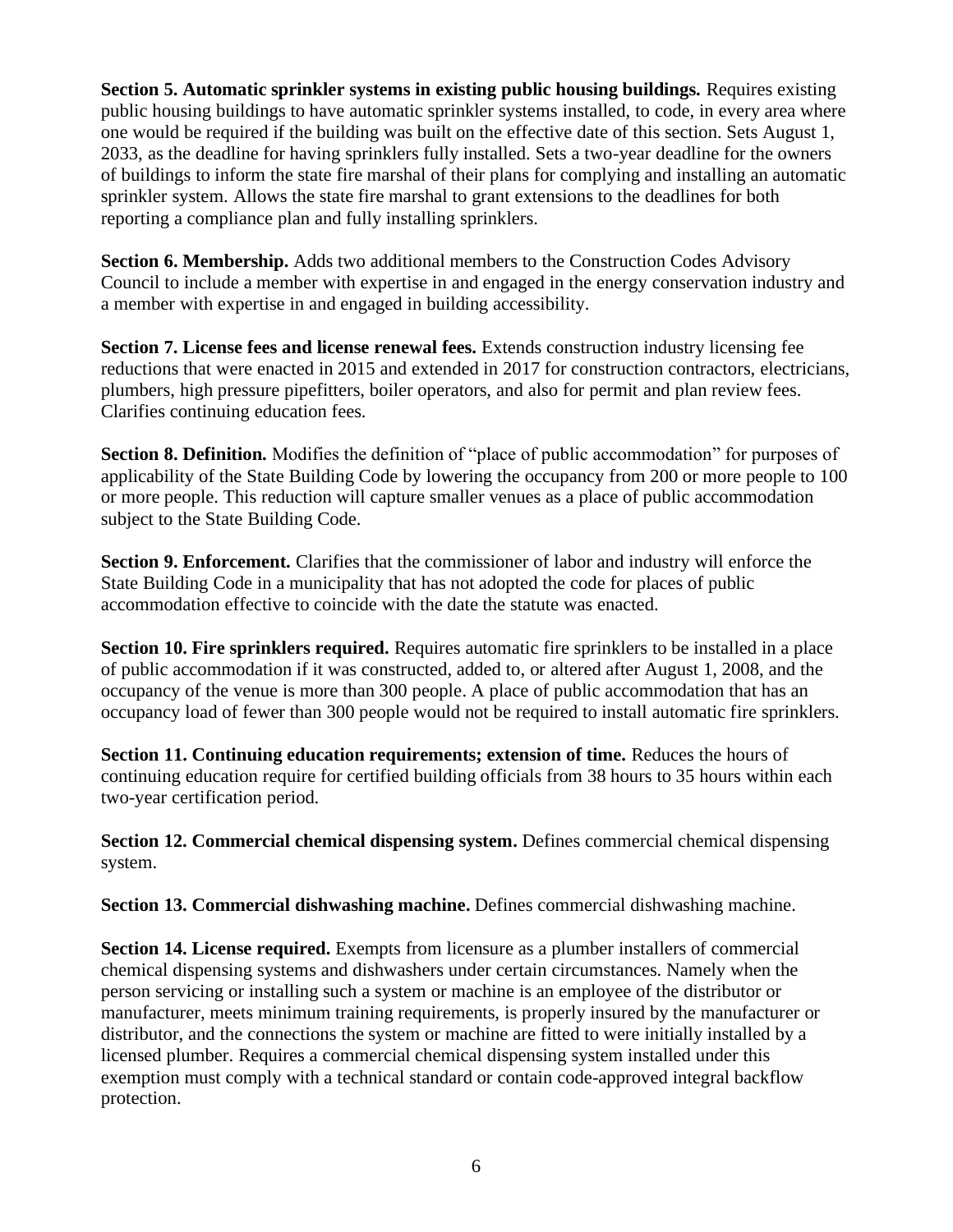**Section 5. Automatic sprinkler systems in existing public housing buildings.** Requires existing public housing buildings to have automatic sprinkler systems installed, to code, in every area where one would be required if the building was built on the effective date of this section. Sets August 1, 2033, as the deadline for having sprinklers fully installed. Sets a two-year deadline for the owners of buildings to inform the state fire marshal of their plans for complying and installing an automatic sprinkler system. Allows the state fire marshal to grant extensions to the deadlines for both reporting a compliance plan and fully installing sprinklers.

**Section 6. Membership.** Adds two additional members to the Construction Codes Advisory Council to include a member with expertise in and engaged in the energy conservation industry and a member with expertise in and engaged in building accessibility.

**Section 7. License fees and license renewal fees.** Extends construction industry licensing fee reductions that were enacted in 2015 and extended in 2017 for construction contractors, electricians, plumbers, high pressure pipefitters, boiler operators, and also for permit and plan review fees. Clarifies continuing education fees.

**Section 8. Definition.** Modifies the definition of "place of public accommodation" for purposes of applicability of the State Building Code by lowering the occupancy from 200 or more people to 100 or more people. This reduction will capture smaller venues as a place of public accommodation subject to the State Building Code.

**Section 9. Enforcement.** Clarifies that the commissioner of labor and industry will enforce the State Building Code in a municipality that has not adopted the code for places of public accommodation effective to coincide with the date the statute was enacted.

**Section 10. Fire sprinklers required.** Requires automatic fire sprinklers to be installed in a place of public accommodation if it was constructed, added to, or altered after August 1, 2008, and the occupancy of the venue is more than 300 people. A place of public accommodation that has an occupancy load of fewer than 300 people would not be required to install automatic fire sprinklers.

**Section 11. Continuing education requirements; extension of time.** Reduces the hours of continuing education require for certified building officials from 38 hours to 35 hours within each two-year certification period.

**Section 12. Commercial chemical dispensing system.** Defines commercial chemical dispensing system.

**Section 13. Commercial dishwashing machine.** Defines commercial dishwashing machine.

**Section 14. License required.** Exempts from licensure as a plumber installers of commercial chemical dispensing systems and dishwashers under certain circumstances. Namely when the person servicing or installing such a system or machine is an employee of the distributor or manufacturer, meets minimum training requirements, is properly insured by the manufacturer or distributor, and the connections the system or machine are fitted to were initially installed by a licensed plumber. Requires a commercial chemical dispensing system installed under this exemption must comply with a technical standard or contain code-approved integral backflow protection.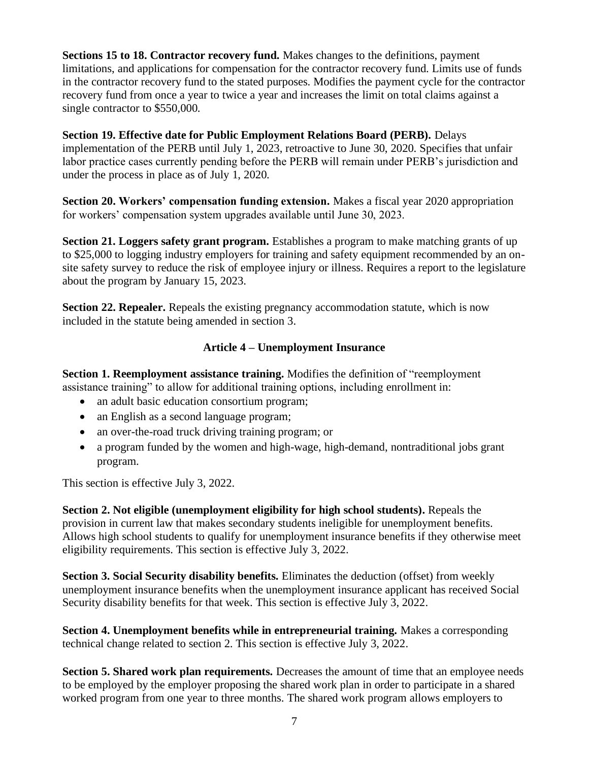**Sections 15 to 18. Contractor recovery fund.** Makes changes to the definitions, payment limitations, and applications for compensation for the contractor recovery fund. Limits use of funds in the contractor recovery fund to the stated purposes. Modifies the payment cycle for the contractor recovery fund from once a year to twice a year and increases the limit on total claims against a single contractor to $550,000.

**Section 19. Effective date for Public Employment Relations Board (PERB).** Delays implementation of the PERB until July 1, 2023, retroactive to June 30, 2020. Specifies that unfair labor practice cases currently pending before the PERB will remain under PERB's jurisdiction and under the process in place as of July 1, 2020.

**Section 20. Workers' compensation funding extension.** Makes a fiscal year 2020 appropriation for workers' compensation system upgrades available until June 30, 2023.

**Section 21. Loggers safety grant program.** Establishes a program to make matching grants of up to $25,000 to logging industry employers for training and safety equipment recommended by an on-site safety survey to reduce the risk of employee injury or illness. Requires a report to the legislature about the program by January 15, 2023.

**Section 22. Repealer.** Repeals the existing pregnancy accommodation statute, which is now included in the statute being amended in section 3.

## Article 4 – Unemployment Insurance

**Section 1. Reemployment assistance training.** Modifies the definition of "reemployment assistance training" to allow for additional training options, including enrollment in:

- an adult basic education consortium program;
- an English as a second language program;
- an over-the-road truck driving training program; or
- a program funded by the women and high-wage, high-demand, nontraditional jobs grant program.

This section is effective July 3, 2022.

**Section 2. Not eligible (unemployment eligibility for high school students).** Repeals the provision in current law that makes secondary students ineligible for unemployment benefits. Allows high school students to qualify for unemployment insurance benefits if they otherwise meet eligibility requirements. This section is effective July 3, 2022.

**Section 3. Social Security disability benefits.** Eliminates the deduction (offset) from weekly unemployment insurance benefits when the unemployment insurance applicant has received Social Security disability benefits for that week. This section is effective July 3, 2022.

**Section 4. Unemployment benefits while in entrepreneurial training.** Makes a corresponding technical change related to section 2. This section is effective July 3, 2022.

**Section 5. Shared work plan requirements.** Decreases the amount of time that an employee needs to be employed by the employer proposing the shared work plan in order to participate in a shared worked program from one year to three months. The shared work program allows employers to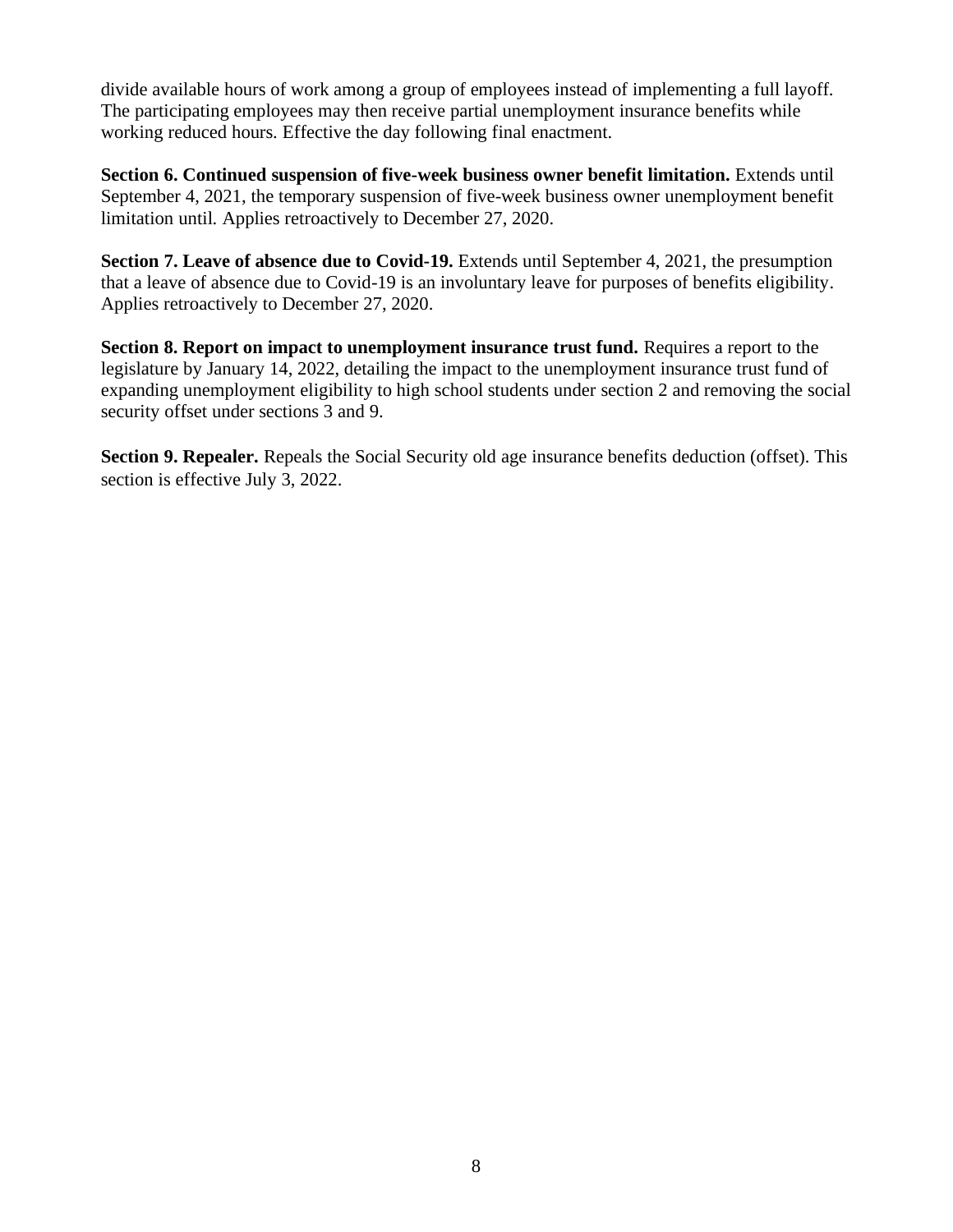divide available hours of work among a group of employees instead of implementing a full layoff. The participating employees may then receive partial unemployment insurance benefits while working reduced hours. Effective the day following final enactment.

**Section 6. Continued suspension of five-week business owner benefit limitation.** Extends until September 4, 2021, the temporary suspension of five-week business owner unemployment benefit limitation until. Applies retroactively to December 27, 2020.

**Section 7. Leave of absence due to Covid-19.** Extends until September 4, 2021, the presumption that a leave of absence due to Covid-19 is an involuntary leave for purposes of benefits eligibility. Applies retroactively to December 27, 2020.

**Section 8. Report on impact to unemployment insurance trust fund.** Requires a report to the legislature by January 14, 2022, detailing the impact to the unemployment insurance trust fund of expanding unemployment eligibility to high school students under section 2 and removing the social security offset under sections 3 and 9.

**Section 9. Repealer.** Repeals the Social Security old age insurance benefits deduction (offset). This section is effective July 3, 2022.